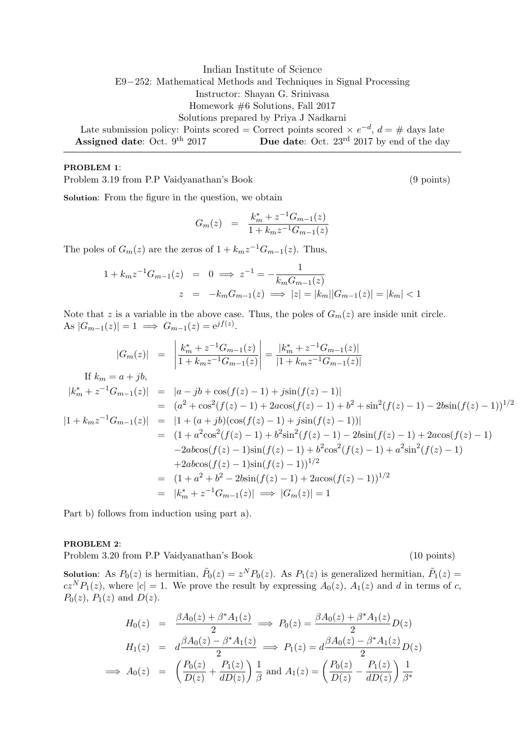Indian Institute of Science
E9−252: Mathematical Methods and Techniques in Signal Processing
Instructor: Shayan G. Srinivasa
Homework #6 Solutions, Fall 2017
Solutions prepared by Priya J Nadkarni
Late submission policy: Points scored = Correct points scored × $e^{-d}$, $d$ = # days late
**Assigned date**: Oct. 9[th] 2017 **Due date**: Oct. 23[rd] 2017 by end of the day

---

**PROBLEM 1**:
Problem 3.19 from P.P Vaidyanathan's Book (9 points)

**Solution**: From the figure in the question, we obtain

$$G_m(z) = \frac{k_m^* + z^{-1}G_{m-1}(z)}{1 + k_m z^{-1}G_{m-1}(z)}$$

The poles of $G_m(z)$ are the zeros of $1 + k_m z^{-1}G_{m-1}(z)$. Thus,

$$\begin{aligned}
1 + k_m z^{-1}G_{m-1}(z) &= 0 \implies z^{-1} = -\frac{1}{k_m G_{m-1}(z)} \\
z &= -k_m G_{m-1}(z) \implies |z| = |k_m||G_{m-1}(z)| = |k_m| < 1
\end{aligned}$$

Note that $z$ is a variable in the above case. Thus, the poles of $G_m(z)$ are inside unit circle.
As $|G_{m-1}(z)| = 1 \implies G_{m-1}(z) = e^{jf(z)}$.

$$\begin{aligned}
|G_m(z)| &= \left|\frac{k_m^* + z^{-1}G_{m-1}(z)}{1 + k_m z^{-1}G_{m-1}(z)}\right| = \frac{|k_m^* + z^{-1}G_{m-1}(z)|}{|1 + k_m z^{-1}G_{m-1}(z)|} \\
\text{If } k_m &= a + jb, \\
|k_m^* + z^{-1}G_{m-1}(z)| &= |a - jb + \cos(f(z)-1) + j\sin(f(z)-1)| \\
&= (a^2 + \cos^2(f(z)-1) + 2a\cos(f(z)-1) + b^2 + \sin^2(f(z)-1) - 2b\sin(f(z)-1))^{1/2} \\
|1 + k_m z^{-1}G_{m-1}(z)| &= |1 + (a+jb)(\cos(f(z)-1) + j\sin(f(z)-1))| \\
&= (1 + a^2\cos^2(f(z)-1) + b^2\sin^2(f(z)-1) - 2b\sin(f(z)-1) + 2a\cos(f(z)-1) \\
&\quad -2ab\cos(f(z)-1)\sin(f(z)-1) + b^2\cos^2(f(z)-1) + a^2\sin^2(f(z)-1) \\
&\quad +2ab\cos(f(z)-1)\sin(f(z)-1))^{1/2} \\
&= (1 + a^2 + b^2 - 2b\sin(f(z)-1) + 2a\cos(f(z)-1))^{1/2} \\
&= |k_m^* + z^{-1}G_{m-1}(z)| \implies |G_m(z)| = 1
\end{aligned}$$

Part b) follows from induction using part a).

**PROBLEM 2**:
Problem 3.20 from P.P Vaidyanathan's Book (10 points)

**Solution**: As $P_0(z)$ is hermitian, $\tilde{P}_0(z) = z^N P_0(z)$. As $P_1(z)$ is generalized hermitian, $\tilde{P}_1(z) = cz^N P_1(z)$, where $|c| = 1$. We prove the result by expressing $A_0(z)$, $A_1(z)$ and $d$ in terms of $c$, $P_0(z)$, $P_1(z)$ and $D(z)$.

$$\begin{aligned}
H_0(z) &= \frac{\beta A_0(z) + \beta^* A_1(z)}{2} \implies P_0(z) = \frac{\beta A_0(z) + \beta^* A_1(z)}{2} D(z) \\
H_1(z) &= d\frac{\beta A_0(z) - \beta^* A_1(z)}{2} \implies P_1(z) = d\frac{\beta A_0(z) - \beta^* A_1(z)}{2} D(z) \\
\implies A_0(z) &= \left(\frac{P_0(z)}{D(z)} + \frac{P_1(z)}{dD(z)}\right)\frac{1}{\beta} \text{ and } A_1(z) = \left(\frac{P_0(z)}{D(z)} - \frac{P_1(z)}{dD(z)}\right)\frac{1}{\beta^*}
\end{aligned}$$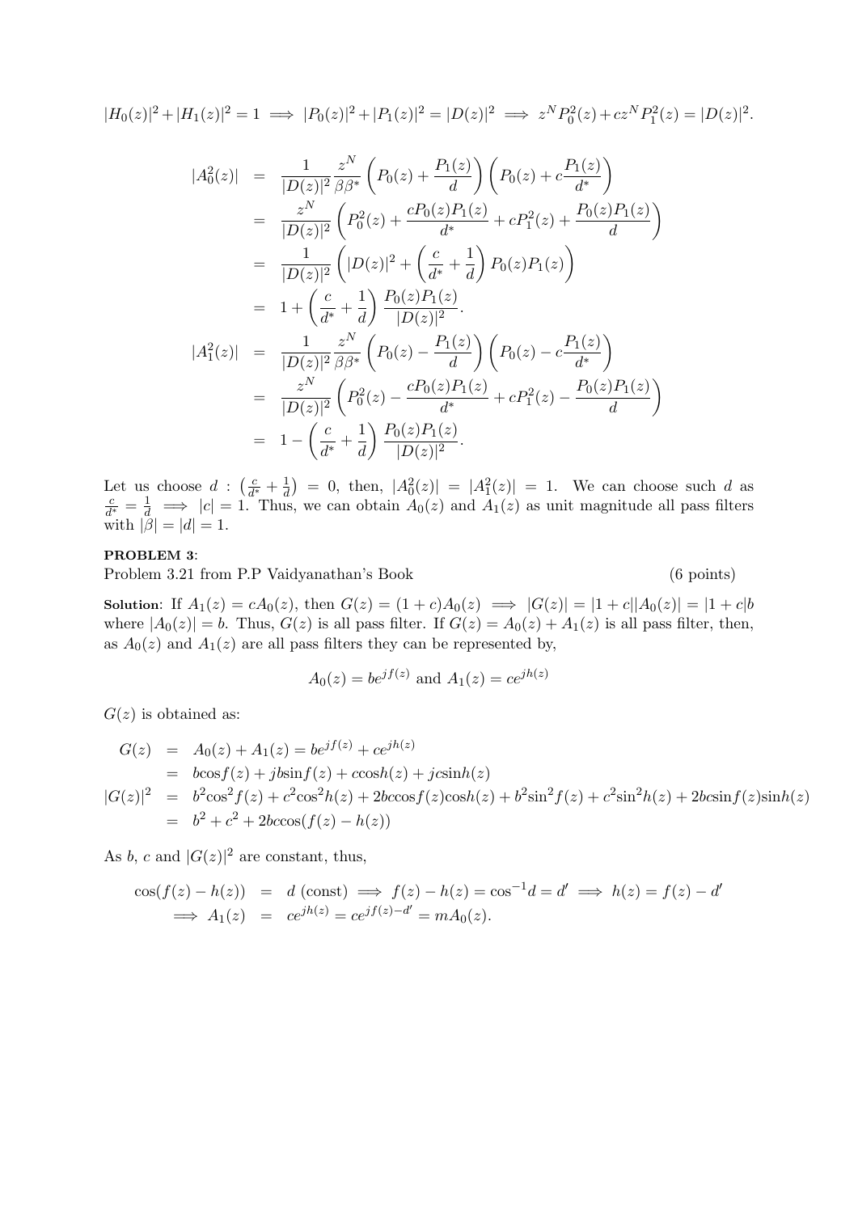$|H_0(z)|^2 + |H_1(z)|^2 = 1 \implies |P_0(z)|^2 + |P_1(z)|^2 = |D(z)|^2 \implies z^N P_0^2(z) + cz^N P_1^2(z) = |D(z)|^2.$

$$
\begin{aligned}
|A_0^2(z)| &= \frac{1}{|D(z)|^2}\frac{z^N}{\beta\beta^*}\left(P_0(z) + \frac{P_1(z)}{d}\right)\left(P_0(z) + c\frac{P_1(z)}{d^*}\right) \\
&= \frac{z^N}{|D(z)|^2}\left(P_0^2(z) + \frac{cP_0(z)P_1(z)}{d^*} + cP_1^2(z) + \frac{P_0(z)P_1(z)}{d}\right) \\
&= \frac{1}{|D(z)|^2}\left(|D(z)|^2 + \left(\frac{c}{d^*} + \frac{1}{d}\right)P_0(z)P_1(z)\right) \\
&= 1 + \left(\frac{c}{d^*} + \frac{1}{d}\right)\frac{P_0(z)P_1(z)}{|D(z)|^2}. \\
|A_1^2(z)| &= \frac{1}{|D(z)|^2}\frac{z^N}{\beta\beta^*}\left(P_0(z) - \frac{P_1(z)}{d}\right)\left(P_0(z) - c\frac{P_1(z)}{d^*}\right) \\
&= \frac{z^N}{|D(z)|^2}\left(P_0^2(z) - \frac{cP_0(z)P_1(z)}{d^*} + cP_1^2(z) - \frac{P_0(z)P_1(z)}{d}\right) \\
&= 1 - \left(\frac{c}{d^*} + \frac{1}{d}\right)\frac{P_0(z)P_1(z)}{|D(z)|^2}.
\end{aligned}
$$

Let us choose $d$ : $\left(\frac{c}{d^*} + \frac{1}{d}\right) = 0$, then, $|A_0^2(z)| = |A_1^2(z)| = 1$. We can choose such $d$ as $\frac{c}{d^*} = \frac{1}{d} \implies |c| = 1$. Thus, we can obtain $A_0(z)$ and $A_1(z)$ as unit magnitude all pass filters with $|\beta| = |d| = 1$.

**PROBLEM 3**:
Problem 3.21 from P.P Vaidyanathan's Book (6 points)

**Solution**: If $A_1(z) = cA_0(z)$, then $G(z) = (1+c)A_0(z) \implies |G(z)| = |1+c||A_0(z)| = |1+c|b$ where $|A_0(z)| = b$. Thus, $G(z)$ is all pass filter. If $G(z) = A_0(z) + A_1(z)$ is all pass filter, then, as $A_0(z)$ and $A_1(z)$ are all pass filters they can be represented by,

$$A_0(z) = be^{jf(z)} \text{ and } A_1(z) = ce^{jh(z)}$$

$G(z)$ is obtained as:

$$
\begin{aligned}
G(z) &= A_0(z) + A_1(z) = be^{jf(z)} + ce^{jh(z)} \\
&= b\cos f(z) + jb\sin f(z) + c\cos h(z) + jc\sin h(z) \\
|G(z)|^2 &= b^2\cos^2 f(z) + c^2\cos^2 h(z) + 2bc\cos f(z)\cos h(z) + b^2\sin^2 f(z) + c^2\sin^2 h(z) + 2bc\sin f(z)\sin h(z) \\
&= b^2 + c^2 + 2bc\cos(f(z) - h(z))
\end{aligned}
$$

As $b$, $c$ and $|G(z)|^2$ are constant, thus,

$$
\begin{aligned}
\cos(f(z) - h(z)) &= d \text{ (const)} \implies f(z) - h(z) = \cos^{-1} d = d' \implies h(z) = f(z) - d' \\
\implies A_1(z) &= ce^{jh(z)} = ce^{jf(z) - d'} = mA_0(z).
\end{aligned}
$$